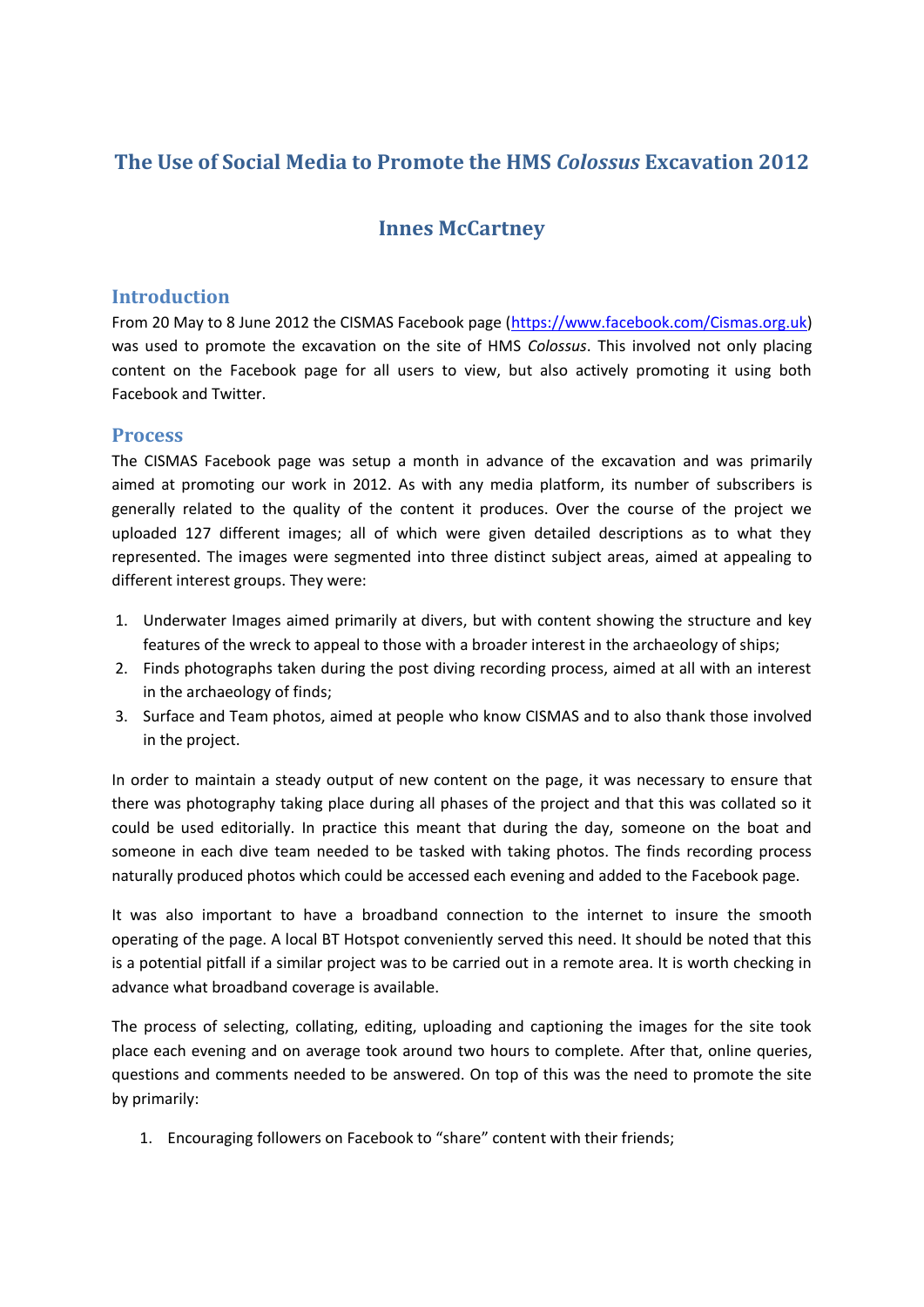# The Use of Social Media to Promote the HMS *Colossus* Excavation 2012

## Innes McCartney

### Introduction

From 20 May to 8 June 2012 the CISMAS Facebook page (https://www.facebook.com/Cismas.org.uk) was used to promote the excavation on the site of HMS *Colossus*. This involved not only placing content on the Facebook page for all users to view, but also actively promoting it using both Facebook and Twitter.

### Process

The CISMAS Facebook page was setup a month in advance of the excavation and was primarily aimed at promoting our work in 2012. As with any media platform, its number of subscribers is generally related to the quality of the content it produces. Over the course of the project we uploaded 127 different images; all of which were given detailed descriptions as to what they represented. The images were segmented into three distinct subject areas, aimed at appealing to different interest groups. They were:

1. Underwater Images aimed primarily at divers, but with content showing the structure and key features of the wreck to appeal to those with a broader interest in the archaeology of ships;
2. Finds photographs taken during the post diving recording process, aimed at all with an interest in the archaeology of finds;
3. Surface and Team photos, aimed at people who know CISMAS and to also thank those involved in the project.

In order to maintain a steady output of new content on the page, it was necessary to ensure that there was photography taking place during all phases of the project and that this was collated so it could be used editorially. In practice this meant that during the day, someone on the boat and someone in each dive team needed to be tasked with taking photos. The finds recording process naturally produced photos which could be accessed each evening and added to the Facebook page.

It was also important to have a broadband connection to the internet to insure the smooth operating of the page. A local BT Hotspot conveniently served this need. It should be noted that this is a potential pitfall if a similar project was to be carried out in a remote area. It is worth checking in advance what broadband coverage is available.

The process of selecting, collating, editing, uploading and captioning the images for the site took place each evening and on average took around two hours to complete. After that, online queries, questions and comments needed to be answered. On top of this was the need to promote the site by primarily:

1. Encouraging followers on Facebook to "share" content with their friends;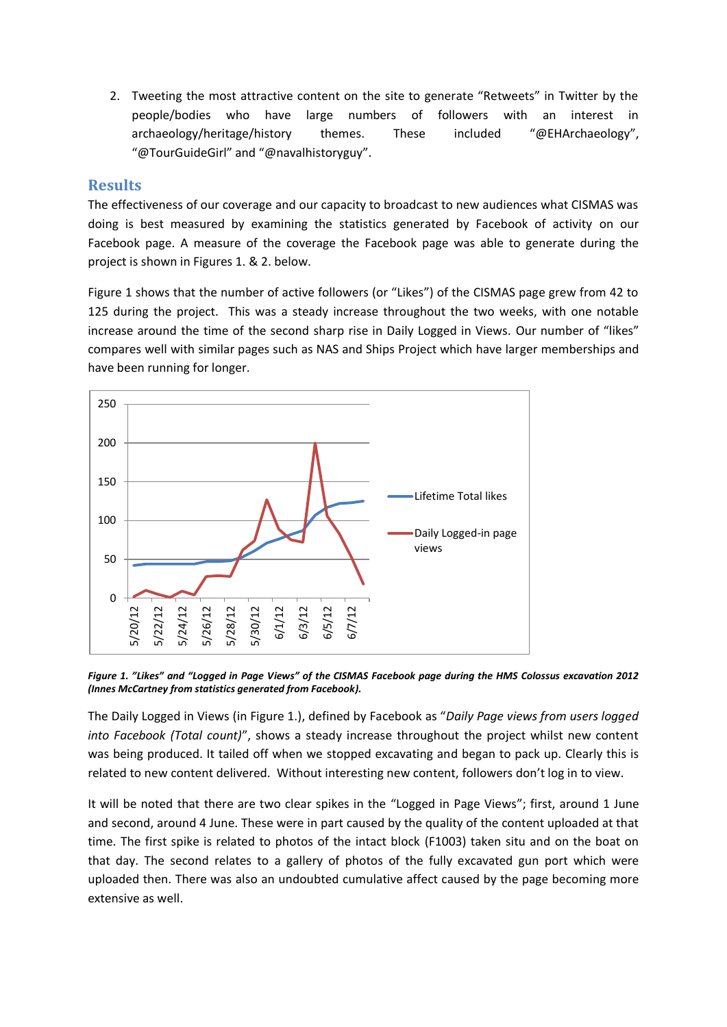2. Tweeting the most attractive content on the site to generate "Retweets" in Twitter by the people/bodies who have large numbers of followers with an interest in archaeology/heritage/history themes. These included "@EHArchaeology", "@TourGuideGirl" and "@navalhistoryguy".

## Results

The effectiveness of our coverage and our capacity to broadcast to new audiences what CISMAS was doing is best measured by examining the statistics generated by Facebook of activity on our Facebook page. A measure of the coverage the Facebook page was able to generate during the project is shown in Figures 1. & 2. below.

Figure 1 shows that the number of active followers (or "Likes") of the CISMAS page grew from 42 to 125 during the project. This was a steady increase throughout the two weeks, with one notable increase around the time of the second sharp rise in Daily Logged in Views. Our number of "likes" compares well with similar pages such as NAS and Ships Project which have larger memberships and have been running for longer.

***Figure 1. "Likes" and "Logged in Page Views" of the CISMAS Facebook page during the HMS Colossus excavation 2012 (Innes McCartney from statistics generated from Facebook).***

The Daily Logged in Views (in Figure 1.), defined by Facebook as "*Daily Page views from users logged into Facebook (Total count)*", shows a steady increase throughout the project whilst new content was being produced. It tailed off when we stopped excavating and began to pack up. Clearly this is related to new content delivered. Without interesting new content, followers don't log in to view.

It will be noted that there are two clear spikes in the "Logged in Page Views"; first, around 1 June and second, around 4 June. These were in part caused by the quality of the content uploaded at that time. The first spike is related to photos of the intact block (F1003) taken situ and on the boat on that day. The second relates to a gallery of photos of the fully excavated gun port which were uploaded then. There was also an undoubted cumulative affect caused by the page becoming more extensive as well.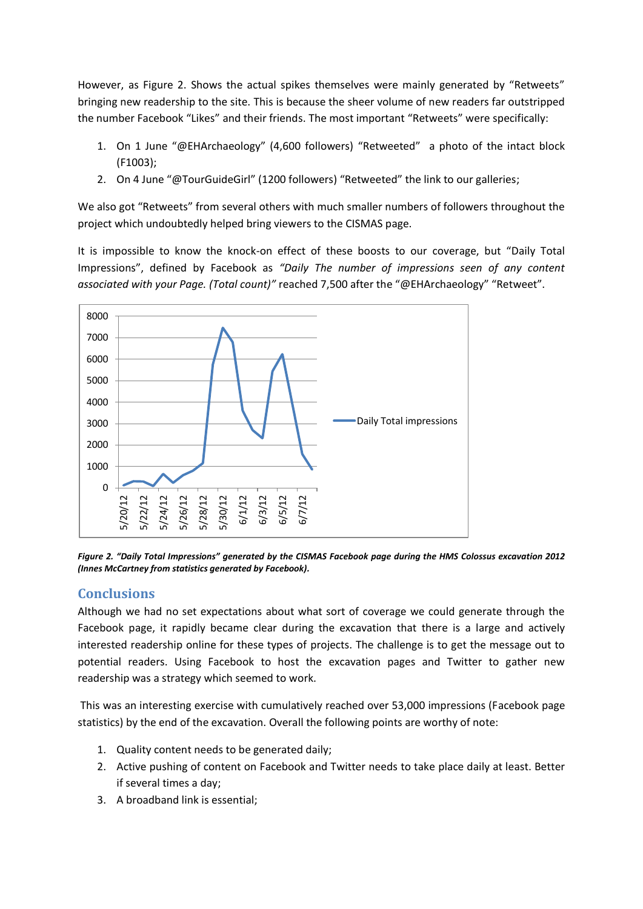However, as Figure 2. Shows the actual spikes themselves were mainly generated by "Retweets" bringing new readership to the site. This is because the sheer volume of new readers far outstripped the number Facebook "Likes" and their friends. The most important "Retweets" were specifically:

1. On 1 June "@EHArchaeology" (4,600 followers) "Retweeted" a photo of the intact block (F1003);
2. On 4 June "@TourGuideGirl" (1200 followers) "Retweeted" the link to our galleries;

We also got "Retweets" from several others with much smaller numbers of followers throughout the project which undoubtedly helped bring viewers to the CISMAS page.

It is impossible to know the knock-on effect of these boosts to our coverage, but "Daily Total Impressions", defined by Facebook as *"Daily The number of impressions seen of any content associated with your Page. (Total count)"* reached 7,500 after the "@EHArchaeology" "Retweet".

***Figure 2. "Daily Total Impressions" generated by the CISMAS Facebook page during the HMS Colossus excavation 2012 (Innes McCartney from statistics generated by Facebook).***

## Conclusions

Although we had no set expectations about what sort of coverage we could generate through the Facebook page, it rapidly became clear during the excavation that there is a large and actively interested readership online for these types of projects. The challenge is to get the message out to potential readers. Using Facebook to host the excavation pages and Twitter to gather new readership was a strategy which seemed to work.

This was an interesting exercise with cumulatively reached over 53,000 impressions (Facebook page statistics) by the end of the excavation. Overall the following points are worthy of note:

1. Quality content needs to be generated daily;
2. Active pushing of content on Facebook and Twitter needs to take place daily at least. Better if several times a day;
3. A broadband link is essential;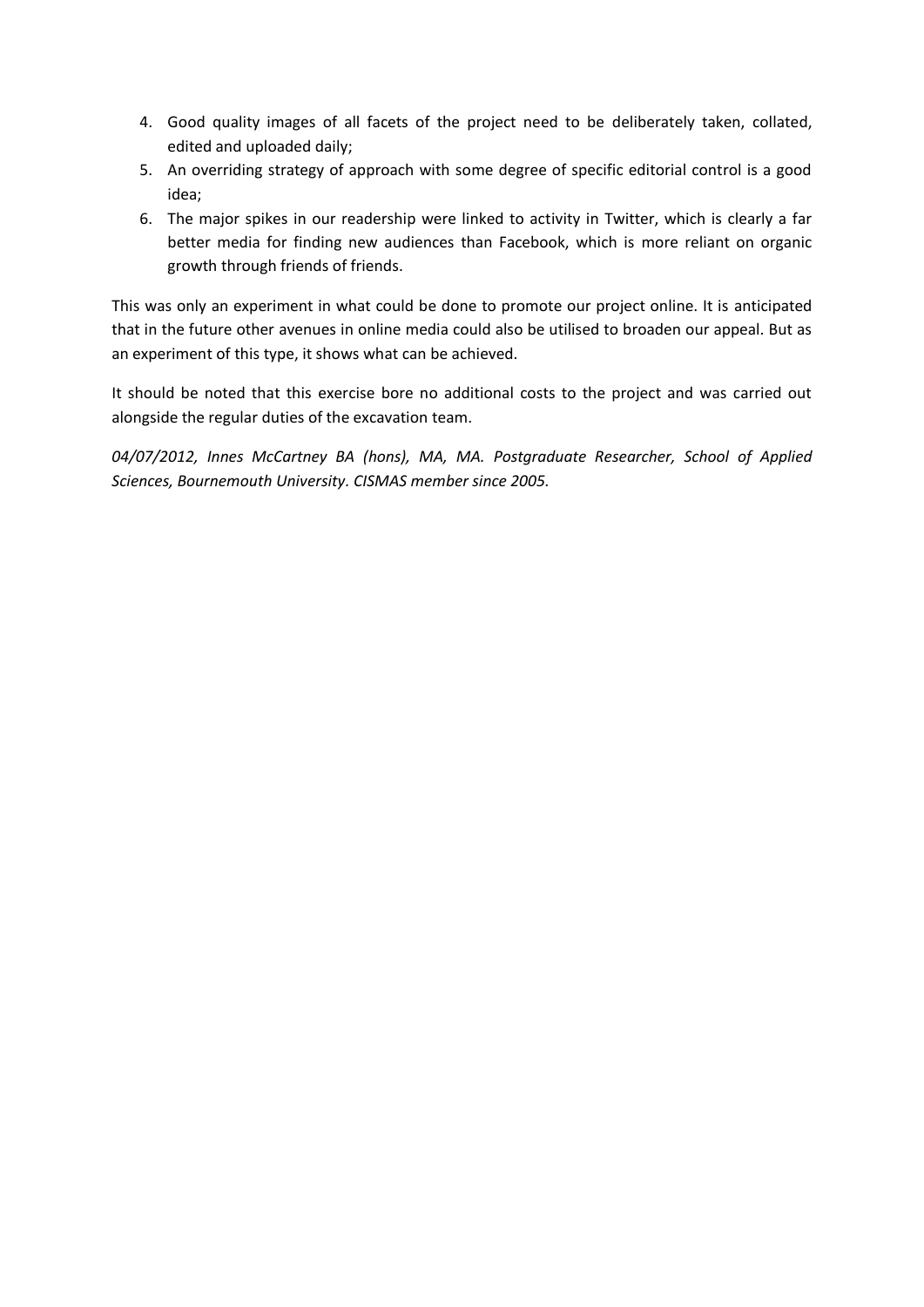4. Good quality images of all facets of the project need to be deliberately taken, collated, edited and uploaded daily;
5. An overriding strategy of approach with some degree of specific editorial control is a good idea;
6. The major spikes in our readership were linked to activity in Twitter, which is clearly a far better media for finding new audiences than Facebook, which is more reliant on organic growth through friends of friends.

This was only an experiment in what could be done to promote our project online. It is anticipated that in the future other avenues in online media could also be utilised to broaden our appeal. But as an experiment of this type, it shows what can be achieved.

It should be noted that this exercise bore no additional costs to the project and was carried out alongside the regular duties of the excavation team.

*04/07/2012, Innes McCartney BA (hons), MA, MA. Postgraduate Researcher, School of Applied Sciences, Bournemouth University. CISMAS member since 2005.*